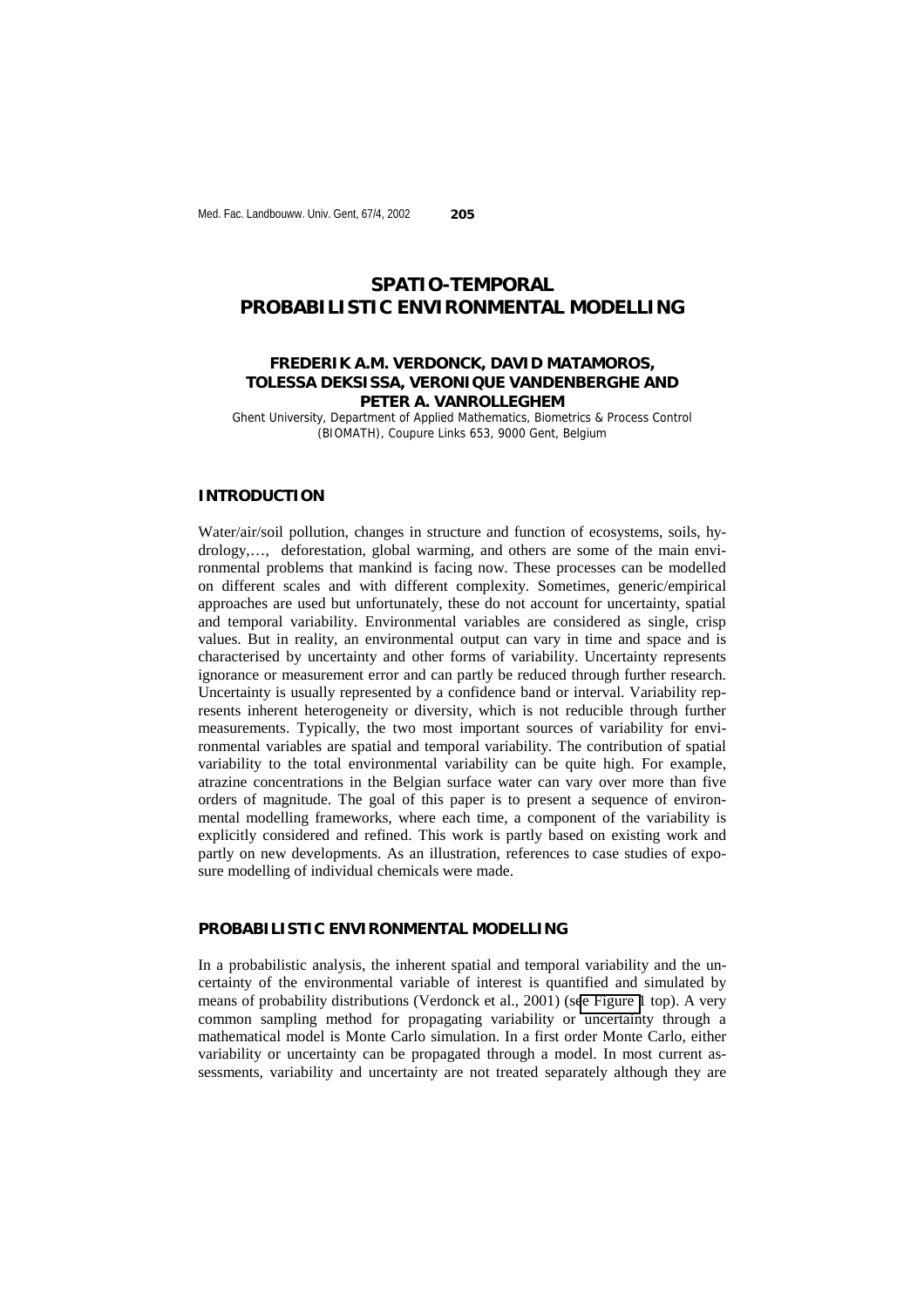# SPATIO-TEMPORAL PROBABILISTIC ENVIRONMENTAL MODELLING

**FREDERIK A.M. VERDONCK, DAVID MATAMOROS, TOLESSA DEKSISSA, VERONIQUE VANDENBERGHE AND PETER A. VANROLLEGHEM**

Ghent University, Department of Applied Mathematics, Biometrics & Process Control (BIOMATH), Coupure Links 653, 9000 Gent, Belgium

## INTRODUCTION

Water/air/soil pollution, changes in structure and function of ecosystems, soils, hydrology,…, deforestation, global warming, and others are some of the main environmental problems that mankind is facing now. These processes can be modelled on different scales and with different complexity. Sometimes, generic/empirical approaches are used but unfortunately, these do not account for uncertainty, spatial and temporal variability. Environmental variables are considered as single, crisp values. But in reality, an environmental output can vary in time and space and is characterised by uncertainty and other forms of variability. Uncertainty represents ignorance or measurement error and can partly be reduced through further research. Uncertainty is usually represented by a confidence band or interval. Variability represents inherent heterogeneity or diversity, which is not reducible through further measurements. Typically, the two most important sources of variability for environmental variables are spatial and temporal variability. The contribution of spatial variability to the total environmental variability can be quite high. For example, atrazine concentrations in the Belgian surface water can vary over more than five orders of magnitude. The goal of this paper is to present a sequence of environmental modelling frameworks, where each time, a component of the variability is explicitly considered and refined. This work is partly based on existing work and partly on new developments. As an illustration, references to case studies of exposure modelling of individual chemicals were made.

## PROBABILISTIC ENVIRONMENTAL MODELLING

In a probabilistic analysis, the inherent spatial and temporal variability and the uncertainty of the environmental variable of interest is quantified and simulated by means of probability distributions (Verdonck et al., 2001) (see Figure 1 top). A very common sampling method for propagating variability or uncertainty through a mathematical model is Monte Carlo simulation. In a first order Monte Carlo, either variability or uncertainty can be propagated through a model. In most current assessments, variability and uncertainty are not treated separately although they are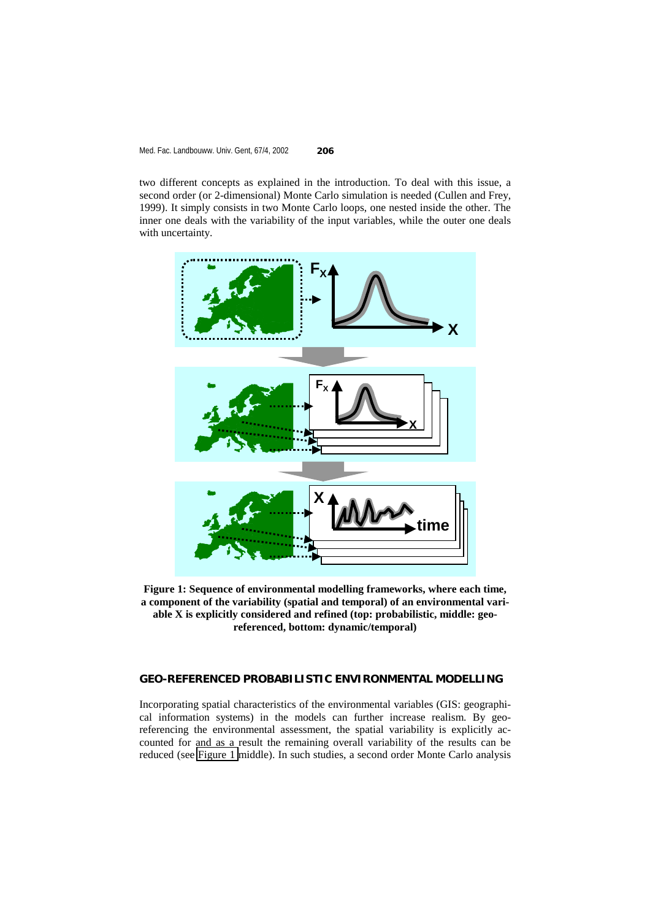two different concepts as explained in the introduction. To deal with this issue, a second order (or 2-dimensional) Monte Carlo simulation is needed (Cullen and Frey, 1999). It simply consists in two Monte Carlo loops, one nested inside the other. The inner one deals with the variability of the input variables, while the outer one deals with uncertainty.

**Figure 1: Sequence of environmental modelling frameworks, where each time, a component of the variability (spatial and temporal) of an environmental variable X is explicitly considered and refined (top: probabilistic, middle: geo-referenced, bottom: dynamic/temporal)**

## GEO-REFERENCED PROBABILISTIC ENVIRONMENTAL MODELLING

Incorporating spatial characteristics of the environmental variables (GIS: geographical information systems) in the models can further increase realism. By geo-referencing the environmental assessment, the spatial variability is explicitly accounted for and as a result the remaining overall variability of the results can be reduced (see Figure 1 middle). In such studies, a second order Monte Carlo analysis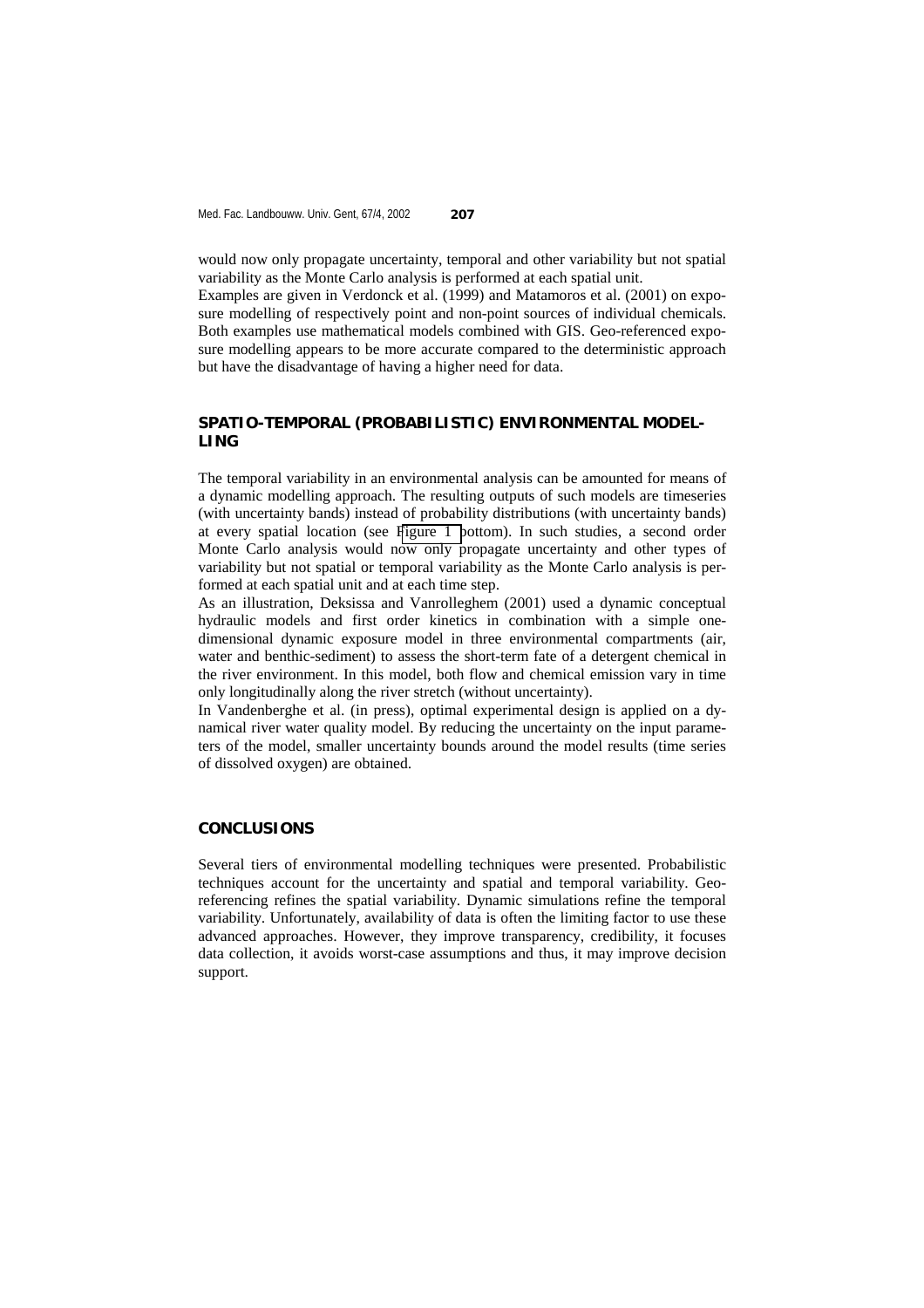would now only propagate uncertainty, temporal and other variability but not spatial variability as the Monte Carlo analysis is performed at each spatial unit.

Examples are given in Verdonck et al. (1999) and Matamoros et al. (2001) on exposure modelling of respectively point and non-point sources of individual chemicals. Both examples use mathematical models combined with GIS. Geo-referenced exposure modelling appears to be more accurate compared to the deterministic approach but have the disadvantage of having a higher need for data.

## SPATIO-TEMPORAL (PROBABILISTIC) ENVIRONMENTAL MODELLING

The temporal variability in an environmental analysis can be amounted for means of a dynamic modelling approach. The resulting outputs of such models are timeseries (with uncertainty bands) instead of probability distributions (with uncertainty bands) at every spatial location (see Figure 1 bottom). In such studies, a second order Monte Carlo analysis would now only propagate uncertainty and other types of variability but not spatial or temporal variability as the Monte Carlo analysis is performed at each spatial unit and at each time step.

As an illustration, Deksissa and Vanrolleghem (2001) used a dynamic conceptual hydraulic models and first order kinetics in combination with a simple one-dimensional dynamic exposure model in three environmental compartments (air, water and benthic-sediment) to assess the short-term fate of a detergent chemical in the river environment. In this model, both flow and chemical emission vary in time only longitudinally along the river stretch (without uncertainty).

In Vandenberghe et al. (in press), optimal experimental design is applied on a dynamical river water quality model. By reducing the uncertainty on the input parameters of the model, smaller uncertainty bounds around the model results (time series of dissolved oxygen) are obtained.

## CONCLUSIONS

Several tiers of environmental modelling techniques were presented. Probabilistic techniques account for the uncertainty and spatial and temporal variability. Geo-referencing refines the spatial variability. Dynamic simulations refine the temporal variability. Unfortunately, availability of data is often the limiting factor to use these advanced approaches. However, they improve transparency, credibility, it focuses data collection, it avoids worst-case assumptions and thus, it may improve decision support.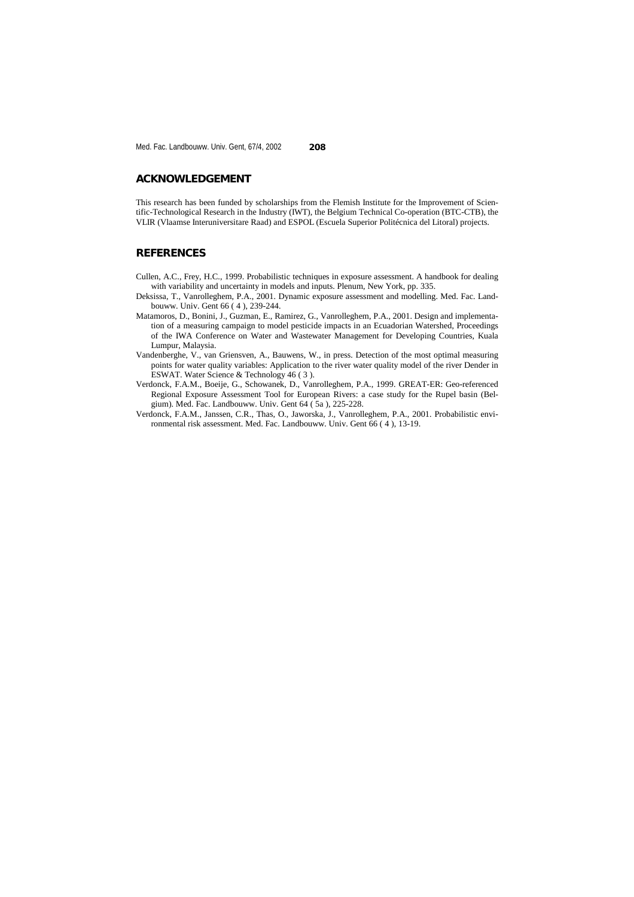## ACKNOWLEDGEMENT

This research has been funded by scholarships from the Flemish Institute for the Improvement of Scientific-Technological Research in the Industry (IWT), the Belgium Technical Co-operation (BTC-CTB), the VLIR (Vlaamse Interuniversitare Raad) and ESPOL (Escuela Superior Politécnica del Litoral) projects.

## REFERENCES

Cullen, A.C., Frey, H.C., 1999. Probabilistic techniques in exposure assessment. A handbook for dealing with variability and uncertainty in models and inputs. Plenum, New York, pp. 335.

Deksissa, T., Vanrolleghem, P.A., 2001. Dynamic exposure assessment and modelling. Med. Fac. Landbouww. Univ. Gent 66 ( 4 ), 239-244.

Matamoros, D., Bonini, J., Guzman, E., Ramirez, G., Vanrolleghem, P.A., 2001. Design and implementation of a measuring campaign to model pesticide impacts in an Ecuadorian Watershed, Proceedings of the IWA Conference on Water and Wastewater Management for Developing Countries, Kuala Lumpur, Malaysia.

Vandenberghe, V., van Griensven, A., Bauwens, W., in press. Detection of the most optimal measuring points for water quality variables: Application to the river water quality model of the river Dender in ESWAT. Water Science & Technology 46 ( 3 ).

Verdonck, F.A.M., Boeije, G., Schowanek, D., Vanrolleghem, P.A., 1999. GREAT-ER: Geo-referenced Regional Exposure Assessment Tool for European Rivers: a case study for the Rupel basin (Belgium). Med. Fac. Landbouww. Univ. Gent 64 ( 5a ), 225-228.

Verdonck, F.A.M., Janssen, C.R., Thas, O., Jaworska, J., Vanrolleghem, P.A., 2001. Probabilistic environmental risk assessment. Med. Fac. Landbouww. Univ. Gent 66 ( 4 ), 13-19.